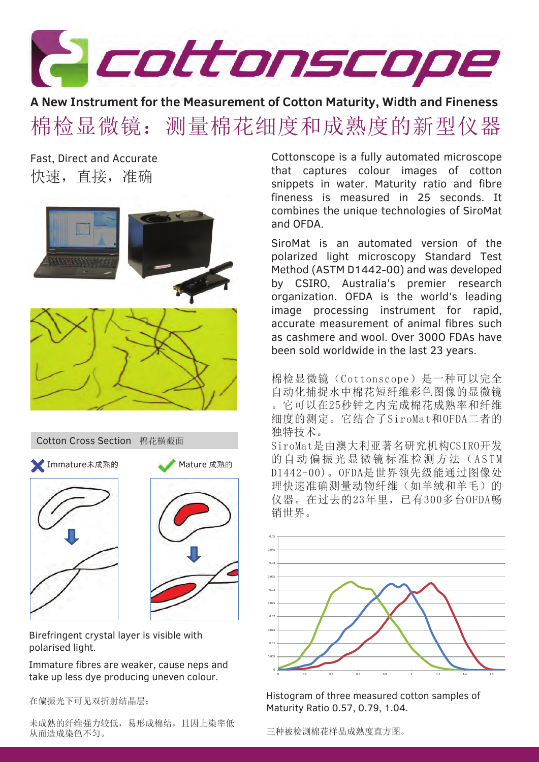# cottonscope

## A New Instrument for the Measurement of Cotton Maturity, Width and Fineness

## 棉检显微镜：测量棉花细度和成熟度的新型仪器

### Fast, Direct and Accurate

### 快速，直接，准确

Cottonscope is a fully automated microscope that captures colour images of cotton snippets in water. Maturity ratio and fibre fineness is measured in 25 seconds. It combines the unique technologies of SiroMat and OFDA.

SiroMat is an automated version of the polarized light microscopy Standard Test Method (ASTM D1442-00) and was developed by CSIRO, Australia's premier research organization. OFDA is the world's leading image processing instrument for rapid, accurate measurement of animal fibres such as cashmere and wool. Over 3000 FDAs have been sold worldwide in the last 23 years.

棉检显微镜（Cottonscope）是一种可以完全自动化捕捉水中棉花短纤维彩色图像的显微镜。它可以在25秒钟之内完成棉花成熟率和纤维细度的测定。它结合了SiroMat和OFDA二者的独特技术。

SiroMat是由澳大利亚著名研究机构CSIRO开发的自动偏振光显微镜标准检测方法（ASTM D1442-00）。OFDA是世界领先级能通过图像处理快速准确测量动物纤维（如羊绒和羊毛）的仪器。在过去的23年里，已有300多台OFDA畅销世界。

### Cotton Cross Section 棉花横截面

Immature 未成熟的 | Mature 成熟的

Birefringent crystal layer is visible with polarised light.

Immature fibres are weaker, cause neps and take up less dye producing uneven colour.

在偏振光下可见双折射结晶层；

未成熟的纤维强力较低，易形成棉结，且因上染率低从而造成染色不匀。

Histogram of three measured cotton samples of Maturity Ratio 0.57, 0.79, 1.04.

三种被检测棉花样品成熟度直方图。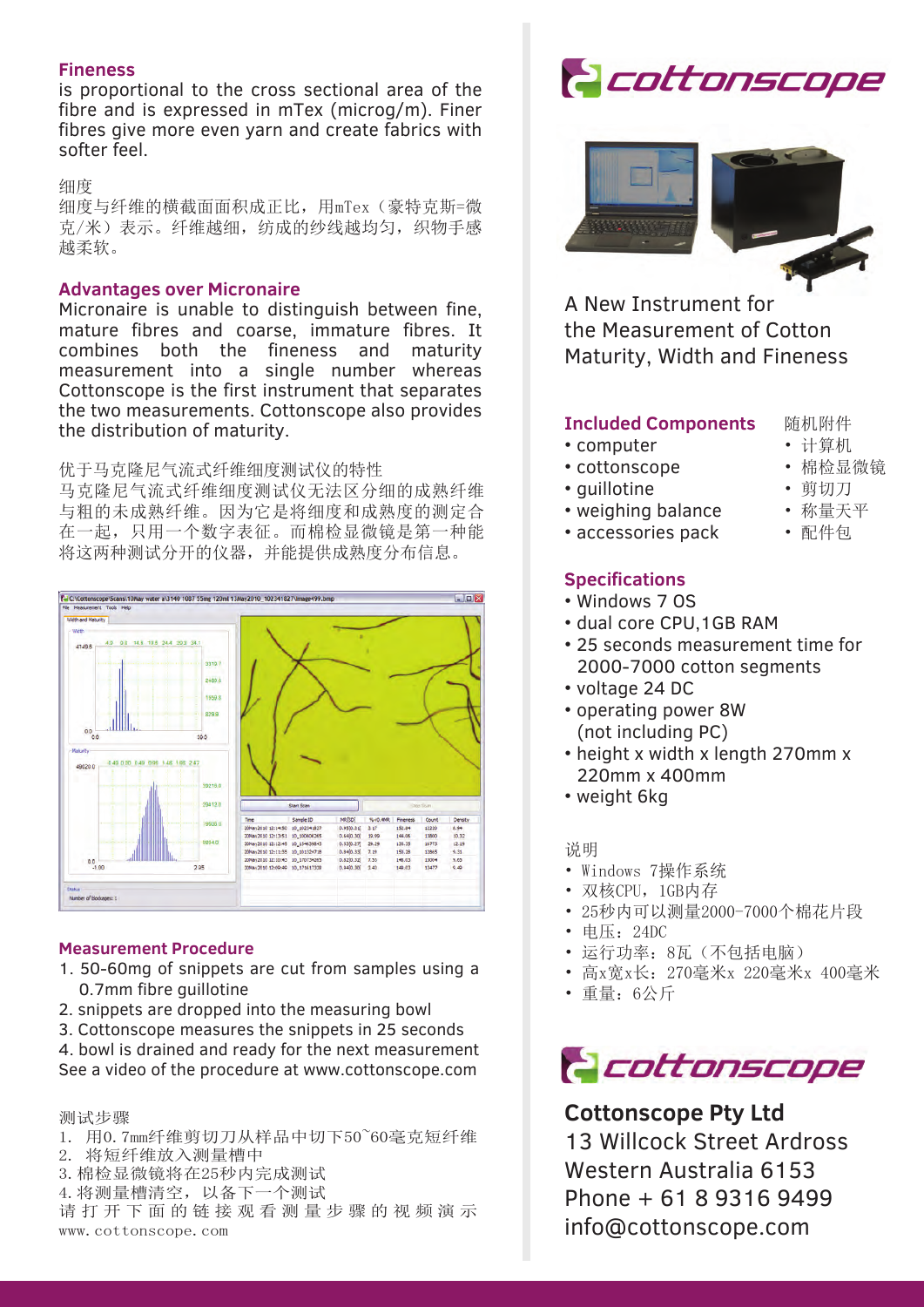## Fineness

is proportional to the cross sectional area of the fibre and is expressed in mTex (microg/m). Finer fibres give more even yarn and create fabrics with softer feel.

细度

细度与纤维的横截面面积成正比，用mTex（豪特克斯=微克/米）表示。纤维越细，纺成的纱线越均匀，织物手感越柔软。

## Advantages over Micronaire

Micronaire is unable to distinguish between fine, mature fibres and coarse, immature fibres. It combines both the fineness and maturity measurement into a single number whereas Cottonscope is the first instrument that separates the two measurements. Cottonscope also provides the distribution of maturity.

优于马克隆尼气流式纤维细度测试仪的特性

马克隆尼气流式纤维细度测试仪无法区分细的成熟纤维与粗的未成熟纤维。因为它是将细度和成熟度的测定合在一起，只用一个数字表征。而棉检显微镜是第一种能将这两种测试分开的仪器，并能提供成熟度分布信息。

## Measurement Procedure

1. 50-60mg of snippets are cut from samples using a 0.7mm fibre guillotine
2. snippets are dropped into the measuring bowl
3. Cottonscope measures the snippets in 25 seconds
4. bowl is drained and ready for the next measurement

See a video of the procedure at www.cottonscope.com

测试步骤

1. 用0.7mm纤维剪切刀从样品中切下50~60毫克短纤维
2. 将短纤维放入测量槽中
3. 棉检显微镜将在25秒内完成测试
4. 将测量槽清空，以备下一个测试

请打开下面的链接观看测量步骤的视频演示 www.cottonscope.com

# cottonscope

A New Instrument for the Measurement of Cotton Maturity, Width and Fineness

## Included Components

- computer
- cottonscope
- guillotine
- weighing balance
- accessories pack

随机附件

- 计算机
- 棉检显微镜
- 剪切刀
- 称量天平
- 配件包

## Specifications

- Windows 7 OS
- dual core CPU,1GB RAM
- 25 seconds measurement time for 2000-7000 cotton segments
- voltage 24 DC
- operating power 8W (not including PC)
- height x width x length 270mm x 220mm x 400mm
- weight 6kg

说明

- Windows 7操作系统
- 双核CPU，1GB内存
- 25秒内可以测量2000-7000个棉花片段
- 电压：24DC
- 运行功率：8瓦（不包括电脑）
- 高x宽x长：270毫米x 220毫米x 400毫米
- 重量：6公斤

# cottonscope

**Cottonscope Pty Ltd**
13 Willcock Street Ardross
Western Australia 6153
Phone + 61 8 9316 9499
info@cottonscope.com